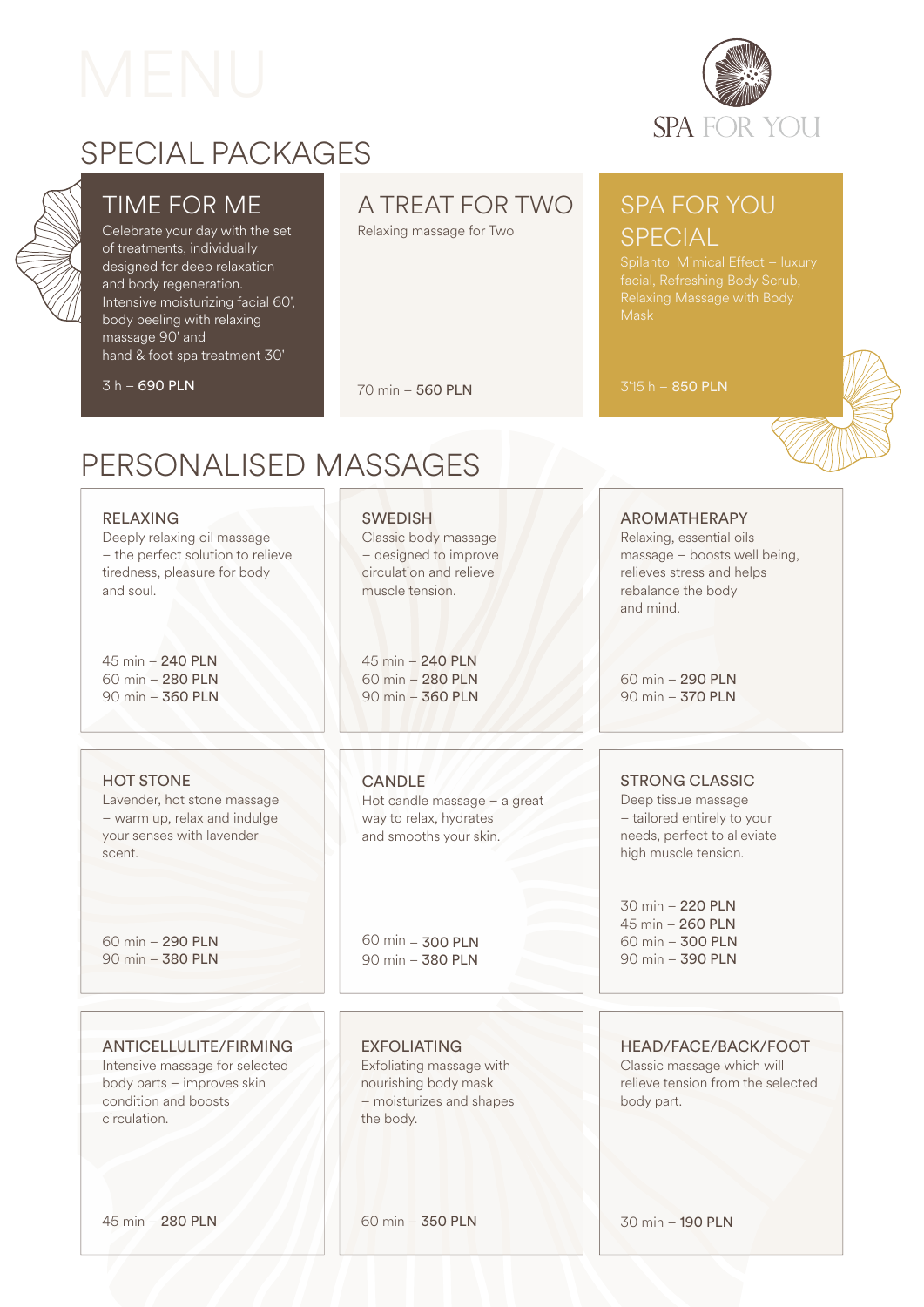# MENU

SPA FOR YOU

## SPECIAL PACKAGES

### TIME FOR ME

Celebrate your day with the set of treatments, individually designed for deep relaxation and body regeneration. Intensive moisturizing facial 60', body peeling with relaxing massage 90' and hand & foot spa treatment 30'

3 h – **690 PLN**

### A TREAT FOR TWO

Relaxing massage for Two

70 min – **560 PLN**

### SPA FOR YOU SPECIAL

Spilantol Mimical Effect – luxury facial, Refreshing Body Scrub, Relaxing Massage with Body Mask

3'15 h – **850 PLN**

## PERSONALISED MASSAGES

### RELAXING

Deeply relaxing oil massage – the perfect solution to relieve tiredness, pleasure for body and soul.

45 min – **240 PLN**
60 min – **280 PLN**
90 min – **360 PLN**

### SWEDISH

Classic body massage – designed to improve circulation and relieve muscle tension.

45 min – **240 PLN**
60 min – **280 PLN**
90 min – **360 PLN**

### AROMATHERAPY

Relaxing, essential oils massage – boosts well being, relieves stress and helps rebalance the body and mind.

60 min – **290 PLN**
90 min – **370 PLN**

### HOT STONE

Lavender, hot stone massage – warm up, relax and indulge your senses with lavender scent.

60 min – **290 PLN**
90 min – **380 PLN**

### CANDLE

Hot candle massage – a great way to relax, hydrates and smooths your skin.

60 min – **300 PLN**
90 min – **380 PLN**

### STRONG CLASSIC

Deep tissue massage – tailored entirely to your needs, perfect to alleviate high muscle tension.

30 min – **220 PLN**
45 min – **260 PLN**
60 min – **300 PLN**
90 min – **390 PLN**

### ANTICELLULITE/FIRMING

Intensive massage for selected body parts – improves skin condition and boosts circulation.

45 min – **280 PLN**

### EXFOLIATING

Exfoliating massage with nourishing body mask – moisturizes and shapes the body.

60 min – **350 PLN**

### HEAD/FACE/BACK/FOOT

Classic massage which will relieve tension from the selected body part.

30 min – **190 PLN**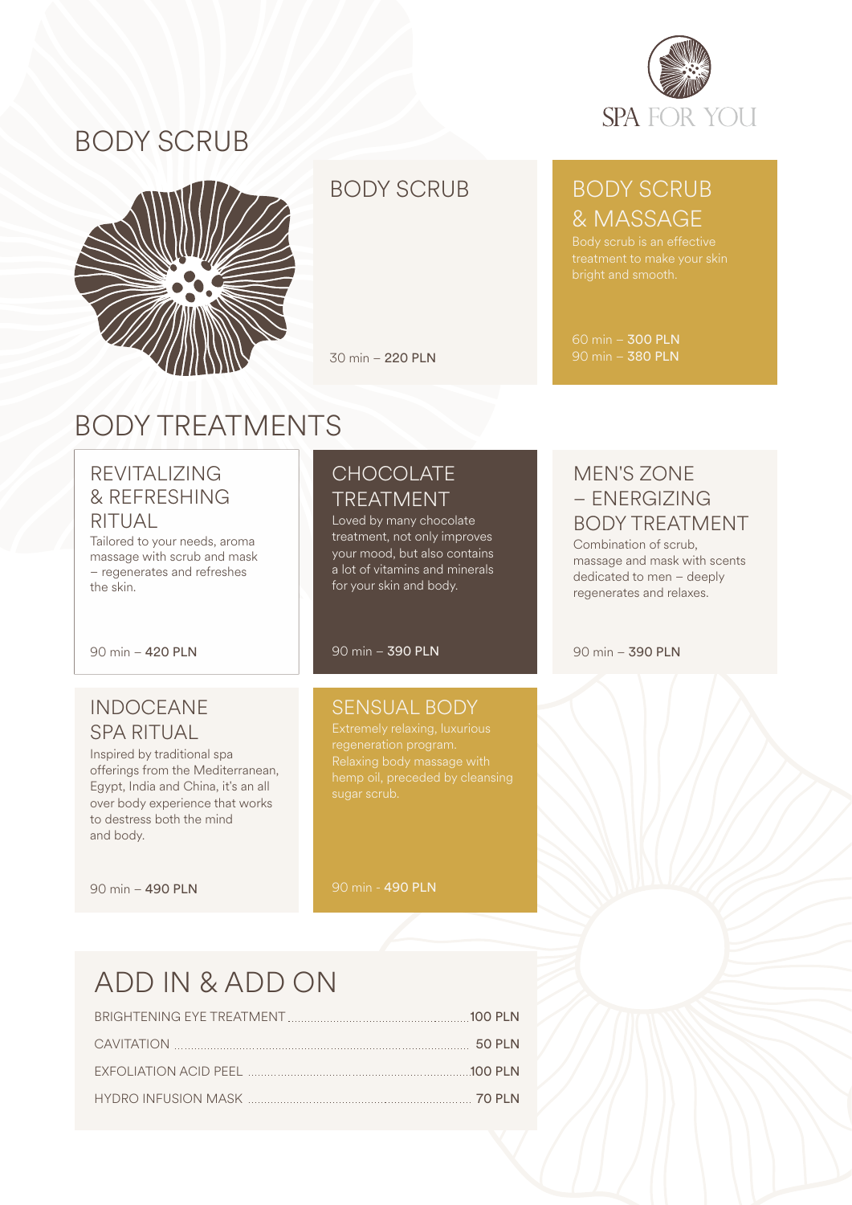SPA FOR YOU

# BODY SCRUB

## BODY SCRUB

30 min – **220 PLN**

## BODY SCRUB & MASSAGE

Body scrub is an effective treatment to make your skin bright and smooth.

60 min – **300 PLN**
90 min – **380 PLN**

# BODY TREATMENTS

## REVITALIZING & REFRESHING RITUAL

Tailored to your needs, aroma massage with scrub and mask – regenerates and refreshes the skin.

90 min – **420 PLN**

## CHOCOLATE TREATMENT

Loved by many chocolate treatment, not only improves your mood, but also contains a lot of vitamins and minerals for your skin and body.

90 min – **390 PLN**

## MEN'S ZONE – ENERGIZING BODY TREATMENT

Combination of scrub, massage and mask with scents dedicated to men – deeply regenerates and relaxes.

90 min – **390 PLN**

## INDOCEANE SPA RITUAL

Inspired by traditional spa offerings from the Mediterranean, Egypt, India and China, it's an all over body experience that works to destress both the mind and body.

90 min – **490 PLN**

## SENSUAL BODY

Extremely relaxing, luxurious regeneration program. Relaxing body massage with hemp oil, preceded by cleansing sugar scrub.

90 min - **490 PLN**

# ADD IN & ADD ON

| | |
|---|---|
| BRIGHTENING EYE TREATMENT | 100 PLN |
| CAVITATION | 50 PLN |
| EXFOLIATION ACID PEEL | 100 PLN |
| HYDRO INFUSION MASK | 70 PLN |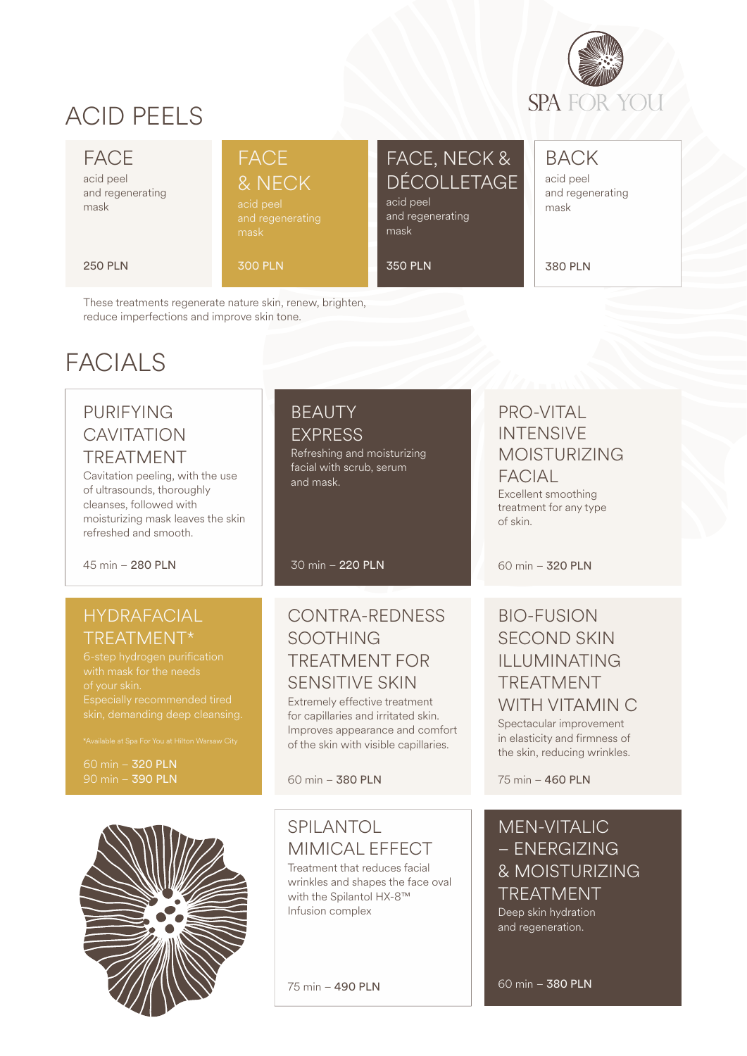SPA FOR YOU

# ACID PEELS

### FACE
acid peel and regenerating mask

250 PLN

### FACE & NECK
acid peel and regenerating mask

300 PLN

### FACE, NECK & DÉCOLLETAGE
acid peel and regenerating mask

350 PLN

### BACK
acid peel and regenerating mask

380 PLN

These treatments regenerate nature skin, renew, brighten, reduce imperfections and improve skin tone.

# FACIALS

### PURIFYING CAVITATION TREATMENT
Cavitation peeling, with the use of ultrasounds, thoroughly cleanses, followed with moisturizing mask leaves the skin refreshed and smooth.

45 min – **280 PLN**

### BEAUTY EXPRESS
Refreshing and moisturizing facial with scrub, serum and mask.

30 min – **220 PLN**

### PRO-VITAL INTENSIVE MOISTURIZING FACIAL
Excellent smoothing treatment for any type of skin.

60 min – **320 PLN**

### HYDRAFACIAL TREATMENT*
6-step hydrogen purification with mask for the needs of your skin.
Especially recommended tired skin, demanding deep cleansing.

*Available at Spa For You at Hilton Warsaw City

60 min – **320 PLN**
90 min – **390 PLN**

### CONTRA-REDNESS SOOTHING TREATMENT FOR SENSITIVE SKIN
Extremely effective treatment for capillaries and irritated skin. Improves appearance and comfort of the skin with visible capillaries.

60 min – **380 PLN**

### BIO-FUSION SECOND SKIN ILLUMINATING TREATMENT WITH VITAMIN C
Spectacular improvement in elasticity and firmness of the skin, reducing wrinkles.

75 min – **460 PLN**

### SPILANTOL MIMICAL EFFECT
Treatment that reduces facial wrinkles and shapes the face oval with the Spilantol HX-8™ Infusion complex

75 min – **490 PLN**

### MEN-VITALIC – ENERGIZING & MOISTURIZING TREATMENT
Deep skin hydration and regeneration.

60 min – **380 PLN**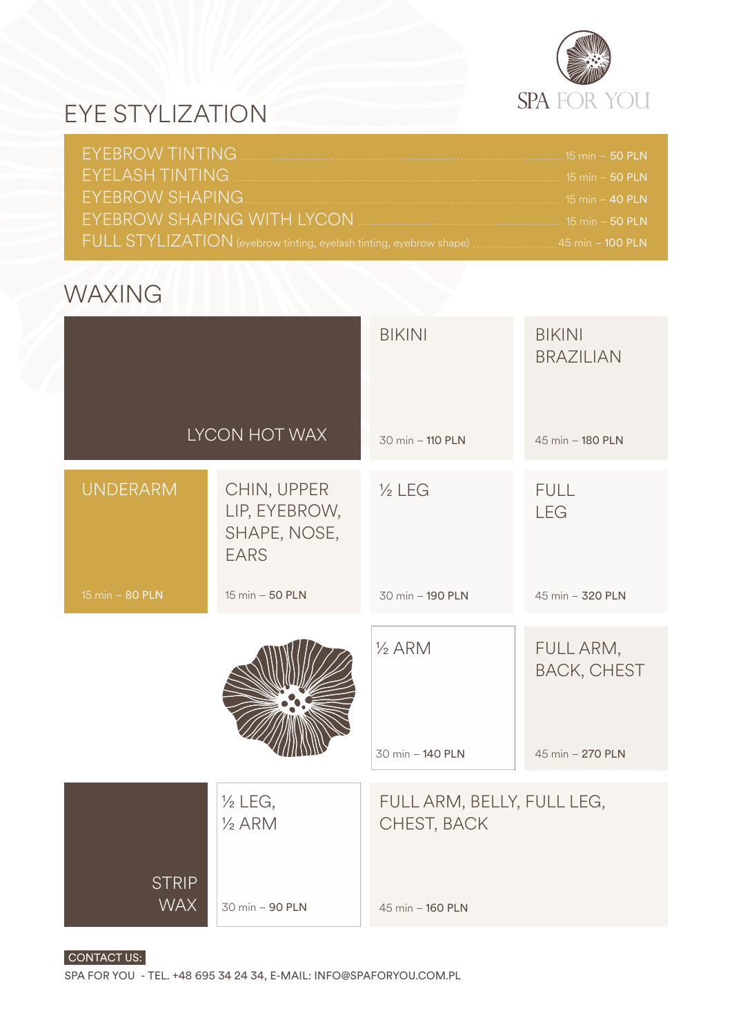## EYE STYLIZATION

| | |
|---|---|
| EYEBROW TINTING | 15 min – 50 PLN |
| EYELASH TINTING | 15 min – 50 PLN |
| EYEBROW SHAPING | 15 min – 40 PLN |
| EYEBROW SHAPING WITH LYCON | 15 min – 50 PLN |
| FULL STYLIZATION (eyebrow tinting, eyelash tinting, eyebrow shape) | 45 min – 100 PLN |

## WAXING

### LYCON HOT WAX

| | |
|---|---|
| BIKINI | 30 min – 110 PLN |
| BIKINI BRAZILIAN | 45 min – 180 PLN |
| UNDERARM | 15 min – 80 PLN |
| CHIN, UPPER LIP, EYEBROW, SHAPE, NOSE, EARS | 15 min – 50 PLN |
| ½ LEG | 30 min – 190 PLN |
| FULL LEG | 45 min – 320 PLN |
| ½ ARM | 30 min – 140 PLN |
| FULL ARM, BACK, CHEST | 45 min – 270 PLN |

### STRIP WAX

| | |
|---|---|
| ½ LEG, ½ ARM | 30 min – 90 PLN |
| FULL ARM, BELLY, FULL LEG, CHEST, BACK | 45 min – 160 PLN |

**CONTACT US:**

SPA FOR YOU - TEL. +48 695 34 24 34, E-MAIL: INFO@SPAFORYOU.COM.PL